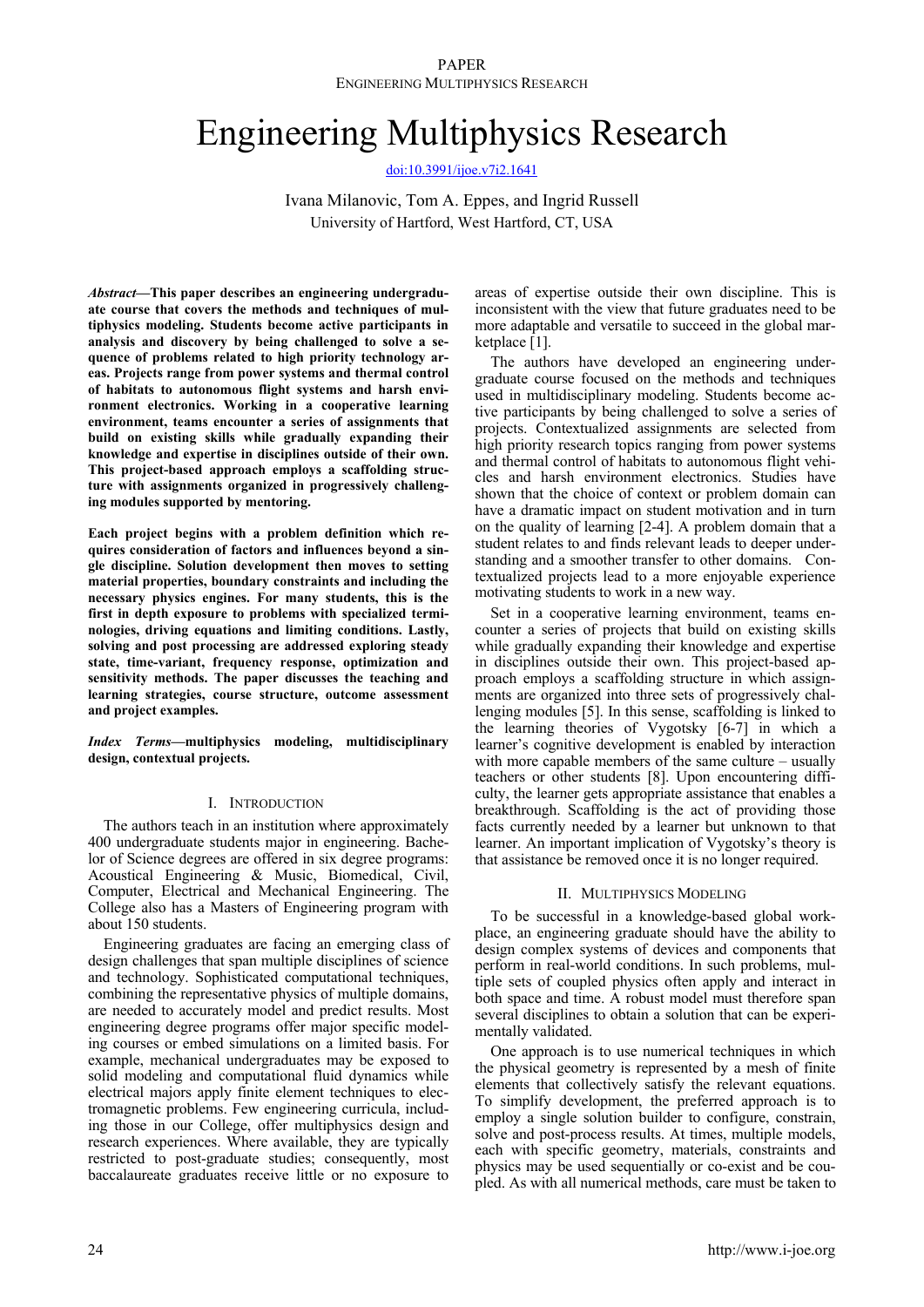# Engineering Multiphysics Research

doi:10.3991/ijoe.v7i2.1641

Ivana Milanovic, Tom A. Eppes, and Ingrid Russell
University of Hartford, West Hartford, CT, USA

***Abstract*—This paper describes an engineering undergraduate course that covers the methods and techniques of multiphysics modeling. Students become active participants in analysis and discovery by being challenged to solve a sequence of problems related to high priority technology areas. Projects range from power systems and thermal control of habitats to autonomous flight systems and harsh environment electronics. Working in a cooperative learning environment, teams encounter a series of assignments that build on existing skills while gradually expanding their knowledge and expertise in disciplines outside of their own. This project-based approach employs a scaffolding structure with assignments organized in progressively challenging modules supported by mentoring.**

**Each project begins with a problem definition which requires consideration of factors and influences beyond a single discipline. Solution development then moves to setting material properties, boundary constraints and including the necessary physics engines. For many students, this is the first in depth exposure to problems with specialized terminologies, driving equations and limiting conditions. Lastly, solving and post processing are addressed exploring steady state, time-variant, frequency response, optimization and sensitivity methods. The paper discusses the teaching and learning strategies, course structure, outcome assessment and project examples.**

***Index Terms*—multiphysics modeling, multidisciplinary design, contextual projects.**

## I. Introduction

The authors teach in an institution where approximately 400 undergraduate students major in engineering. Bachelor of Science degrees are offered in six degree programs: Acoustical Engineering & Music, Biomedical, Civil, Computer, Electrical and Mechanical Engineering. The College also has a Masters of Engineering program with about 150 students.

Engineering graduates are facing an emerging class of design challenges that span multiple disciplines of science and technology. Sophisticated computational techniques, combining the representative physics of multiple domains, are needed to accurately model and predict results. Most engineering degree programs offer major specific modeling courses or embed simulations on a limited basis. For example, mechanical undergraduates may be exposed to solid modeling and computational fluid dynamics while electrical majors apply finite element techniques to electromagnetic problems. Few engineering curricula, including those in our College, offer multiphysics design and research experiences. Where available, they are typically restricted to post-graduate studies; consequently, most baccalaureate graduates receive little or no exposure to areas of expertise outside their own discipline. This is inconsistent with the view that future graduates need to be more adaptable and versatile to succeed in the global marketplace [1].

The authors have developed an engineering undergraduate course focused on the methods and techniques used in multidisciplinary modeling. Students become active participants by being challenged to solve a series of projects. Contextualized assignments are selected from high priority research topics ranging from power systems and thermal control of habitats to autonomous flight vehicles and harsh environment electronics. Studies have shown that the choice of context or problem domain can have a dramatic impact on student motivation and in turn on the quality of learning [2-4]. A problem domain that a student relates to and finds relevant leads to deeper understanding and a smoother transfer to other domains. Contextualized projects lead to a more enjoyable experience motivating students to work in a new way.

Set in a cooperative learning environment, teams encounter a series of projects that build on existing skills while gradually expanding their knowledge and expertise in disciplines outside their own. This project-based approach employs a scaffolding structure in which assignments are organized into three sets of progressively challenging modules [5]. In this sense, scaffolding is linked to the learning theories of Vygotsky [6-7] in which a learner's cognitive development is enabled by interaction with more capable members of the same culture – usually teachers or other students [8]. Upon encountering difficulty, the learner gets appropriate assistance that enables a breakthrough. Scaffolding is the act of providing those facts currently needed by a learner but unknown to that learner. An important implication of Vygotsky's theory is that assistance be removed once it is no longer required.

## II. Multiphysics Modeling

To be successful in a knowledge-based global workplace, an engineering graduate should have the ability to design complex systems of devices and components that perform in real-world conditions. In such problems, multiple sets of coupled physics often apply and interact in both space and time. A robust model must therefore span several disciplines to obtain a solution that can be experimentally validated.

One approach is to use numerical techniques in which the physical geometry is represented by a mesh of finite elements that collectively satisfy the relevant equations. To simplify development, the preferred approach is to employ a single solution builder to configure, constrain, solve and post-process results. At times, multiple models, each with specific geometry, materials, constraints and physics may be used sequentially or co-exist and be coupled. As with all numerical methods, care must be taken to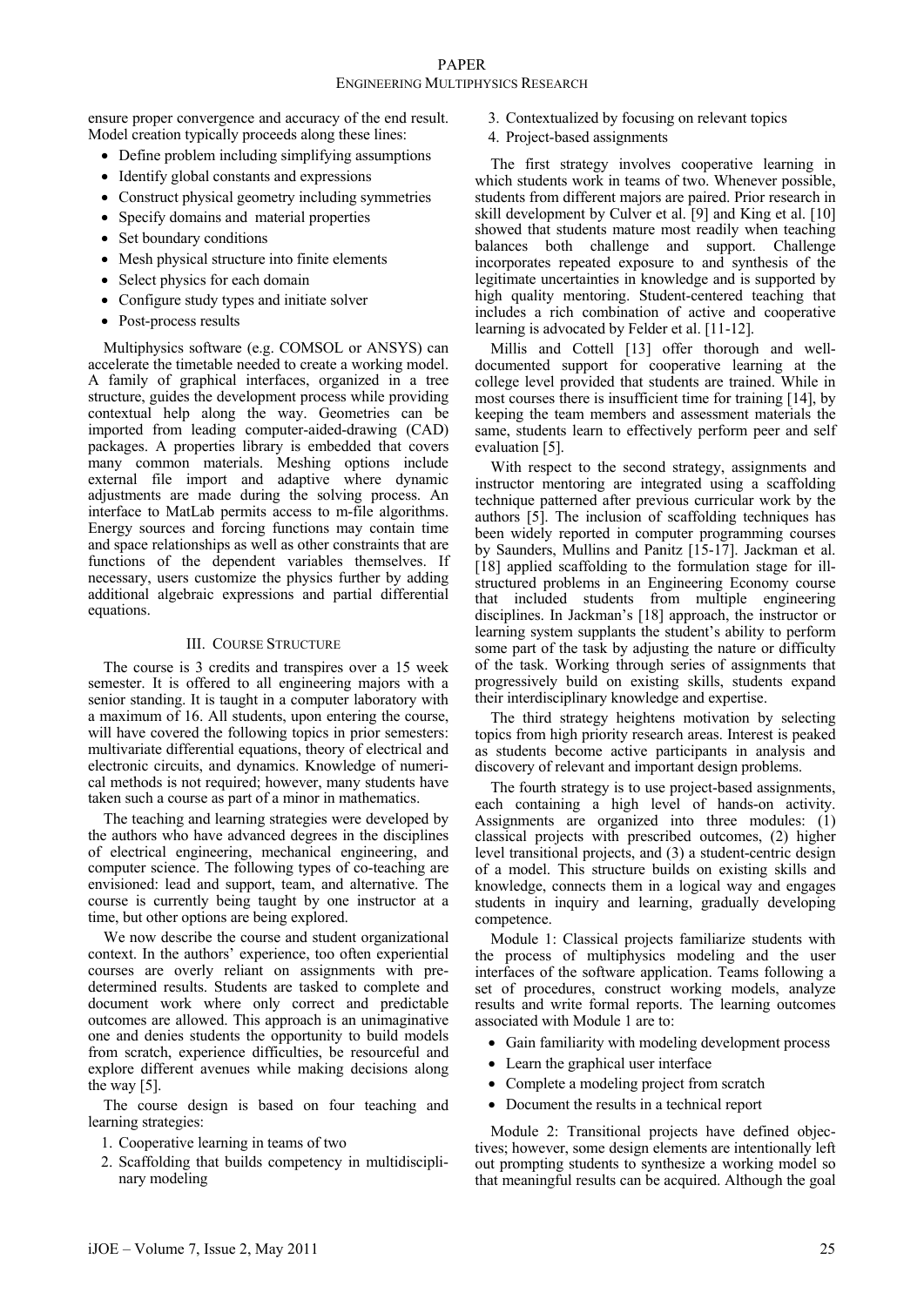ensure proper convergence and accuracy of the end result. Model creation typically proceeds along these lines:

- Define problem including simplifying assumptions
- Identify global constants and expressions
- Construct physical geometry including symmetries
- Specify domains and material properties
- Set boundary conditions
- Mesh physical structure into finite elements
- Select physics for each domain
- Configure study types and initiate solver
- Post-process results

Multiphysics software (e.g. COMSOL or ANSYS) can accelerate the timetable needed to create a working model. A family of graphical interfaces, organized in a tree structure, guides the development process while providing contextual help along the way. Geometries can be imported from leading computer-aided-drawing (CAD) packages. A properties library is embedded that covers many common materials. Meshing options include external file import and adaptive where dynamic adjustments are made during the solving process. An interface to MatLab permits access to m-file algorithms. Energy sources and forcing functions may contain time and space relationships as well as other constraints that are functions of the dependent variables themselves. If necessary, users customize the physics further by adding additional algebraic expressions and partial differential equations.

## III. Course Structure

The course is 3 credits and transpires over a 15 week semester. It is offered to all engineering majors with a senior standing. It is taught in a computer laboratory with a maximum of 16. All students, upon entering the course, will have covered the following topics in prior semesters: multivariate differential equations, theory of electrical and electronic circuits, and dynamics. Knowledge of numerical methods is not required; however, many students have taken such a course as part of a minor in mathematics.

The teaching and learning strategies were developed by the authors who have advanced degrees in the disciplines of electrical engineering, mechanical engineering, and computer science. The following types of co-teaching are envisioned: lead and support, team, and alternative. The course is currently being taught by one instructor at a time, but other options are being explored.

We now describe the course and student organizational context. In the authors' experience, too often experiential courses are overly reliant on assignments with predetermined results. Students are tasked to complete and document work where only correct and predictable outcomes are allowed. This approach is an unimaginative one and denies students the opportunity to build models from scratch, experience difficulties, be resourceful and explore different avenues while making decisions along the way [5].

The course design is based on four teaching and learning strategies:

1. Cooperative learning in teams of two
2. Scaffolding that builds competency in multidisciplinary modeling
3. Contextualized by focusing on relevant topics
4. Project-based assignments

The first strategy involves cooperative learning in which students work in teams of two. Whenever possible, students from different majors are paired. Prior research in skill development by Culver et al. [9] and King et al. [10] showed that students mature most readily when teaching balances both challenge and support. Challenge incorporates repeated exposure to and synthesis of the legitimate uncertainties in knowledge and is supported by high quality mentoring. Student-centered teaching that includes a rich combination of active and cooperative learning is advocated by Felder et al. [11-12].

Millis and Cottell [13] offer thorough and well-documented support for cooperative learning at the college level provided that students are trained. While in most courses there is insufficient time for training [14], by keeping the team members and assessment materials the same, students learn to effectively perform peer and self evaluation [5].

With respect to the second strategy, assignments and instructor mentoring are integrated using a scaffolding technique patterned after previous curricular work by the authors [5]. The inclusion of scaffolding techniques has been widely reported in computer programming courses by Saunders, Mullins and Panitz [15-17]. Jackman et al. [18] applied scaffolding to the formulation stage for ill-structured problems in an Engineering Economy course that included students from multiple engineering disciplines. In Jackman's [18] approach, the instructor or learning system supplants the student's ability to perform some part of the task by adjusting the nature or difficulty of the task. Working through series of assignments that progressively build on existing skills, students expand their interdisciplinary knowledge and expertise.

The third strategy heightens motivation by selecting topics from high priority research areas. Interest is peaked as students become active participants in analysis and discovery of relevant and important design problems.

The fourth strategy is to use project-based assignments, each containing a high level of hands-on activity. Assignments are organized into three modules: (1) classical projects with prescribed outcomes, (2) higher level transitional projects, and (3) a student-centric design of a model. This structure builds on existing skills and knowledge, connects them in a logical way and engages students in inquiry and learning, gradually developing competence.

Module 1: Classical projects familiarize students with the process of multiphysics modeling and the user interfaces of the software application. Teams following a set of procedures, construct working models, analyze results and write formal reports. The learning outcomes associated with Module 1 are to:

- Gain familiarity with modeling development process
- Learn the graphical user interface
- Complete a modeling project from scratch
- Document the results in a technical report

Module 2: Transitional projects have defined objectives; however, some design elements are intentionally left out prompting students to synthesize a working model so that meaningful results can be acquired. Although the goal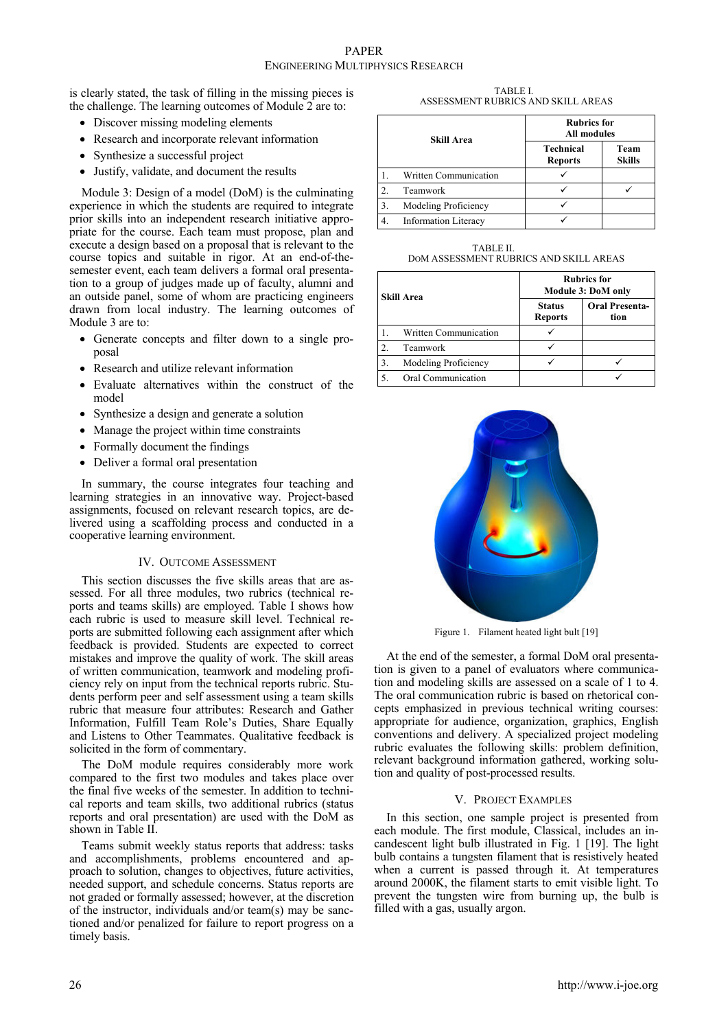is clearly stated, the task of filling in the missing pieces is the challenge. The learning outcomes of Module 2 are to:

- Discover missing modeling elements
- Research and incorporate relevant information
- Synthesize a successful project
- Justify, validate, and document the results

Module 3: Design of a model (DoM) is the culminating experience in which the students are required to integrate prior skills into an independent research initiative appropriate for the course. Each team must propose, plan and execute a design based on a proposal that is relevant to the course topics and suitable in rigor. At an end-of-the-semester event, each team delivers a formal oral presentation to a group of judges made up of faculty, alumni and an outside panel, some of whom are practicing engineers drawn from local industry. The learning outcomes of Module 3 are to:

- Generate concepts and filter down to a single proposal
- Research and utilize relevant information
- Evaluate alternatives within the construct of the model
- Synthesize a design and generate a solution
- Manage the project within time constraints
- Formally document the findings
- Deliver a formal oral presentation

In summary, the course integrates four teaching and learning strategies in an innovative way. Project-based assignments, focused on relevant research topics, are delivered using a scaffolding process and conducted in a cooperative learning environment.

## IV. Outcome Assessment

This section discusses the five skills areas that are assessed. For all three modules, two rubrics (technical reports and teams skills) are employed. Table I shows how each rubric is used to measure skill level. Technical reports are submitted following each assignment after which feedback is provided. Students are expected to correct mistakes and improve the quality of work. The skill areas of written communication, teamwork and modeling proficiency rely on input from the technical reports rubric. Students perform peer and self assessment using a team skills rubric that measure four attributes: Research and Gather Information, Fulfill Team Role's Duties, Share Equally and Listens to Other Teammates. Qualitative feedback is solicited in the form of commentary.

The DoM module requires considerably more work compared to the first two modules and takes place over the final five weeks of the semester. In addition to technical reports and team skills, two additional rubrics (status reports and oral presentation) are used with the DoM as shown in Table II.

Teams submit weekly status reports that address: tasks and accomplishments, problems encountered and approach to solution, changes to objectives, future activities, needed support, and schedule concerns. Status reports are not graded or formally assessed; however, at the discretion of the instructor, individuals and/or team(s) may be sanctioned and/or penalized for failure to report progress on a timely basis.

TABLE I.
ASSESSMENT RUBRICS AND SKILL AREAS

| Skill Area | Rubrics for All modules | |
|---|---|---|
| | Technical Reports | Team Skills |
| 1. Written Communication | ✓ | |
| 2. Teamwork | ✓ | ✓ |
| 3. Modeling Proficiency | ✓ | |
| 4. Information Literacy | ✓ | |

TABLE II.
DOM ASSESSMENT RUBRICS AND SKILL AREAS

| Skill Area | Rubrics for Module 3: DoM only | |
|---|---|---|
| | Status Reports | Oral Presentation |
| 1. Written Communication | ✓ | |
| 2. Teamwork | ✓ | |
| 3. Modeling Proficiency | ✓ | ✓ |
| 5. Oral Communication | | ✓ |

Figure 1. Filament heated light bult [19]

At the end of the semester, a formal DoM oral presentation is given to a panel of evaluators where communication and modeling skills are assessed on a scale of 1 to 4. The oral communication rubric is based on rhetorical concepts emphasized in previous technical writing courses: appropriate for audience, organization, graphics, English conventions and delivery. A specialized project modeling rubric evaluates the following skills: problem definition, relevant background information gathered, working solution and quality of post-processed results.

## V. Project Examples

In this section, one sample project is presented from each module. The first module, Classical, includes an incandescent light bulb illustrated in Fig. 1 [19]. The light bulb contains a tungsten filament that is resistively heated when a current is passed through it. At temperatures around 2000K, the filament starts to emit visible light. To prevent the tungsten wire from burning up, the bulb is filled with a gas, usually argon.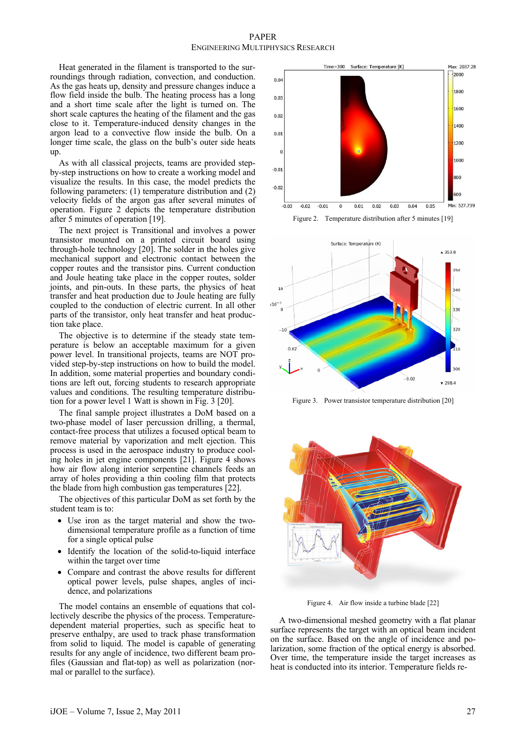Heat generated in the filament is transported to the surroundings through radiation, convection, and conduction. As the gas heats up, density and pressure changes induce a flow field inside the bulb. The heating process has a long and a short time scale after the light is turned on. The short scale captures the heating of the filament and the gas close to it. Temperature-induced density changes in the argon lead to a convective flow inside the bulb. On a longer time scale, the glass on the bulb's outer side heats up.

As with all classical projects, teams are provided step-by-step instructions on how to create a working model and visualize the results. In this case, the model predicts the following parameters: (1) temperature distribution and (2) velocity fields of the argon gas after several minutes of operation. Figure 2 depicts the temperature distribution after 5 minutes of operation [19].

The next project is Transitional and involves a power transistor mounted on a printed circuit board using through-hole technology [20]. The solder in the holes give mechanical support and electronic contact between the copper routes and the transistor pins. Current conduction and Joule heating take place in the copper routes, solder joints, and pin-outs. In these parts, the physics of heat transfer and heat production due to Joule heating are fully coupled to the conduction of electric current. In all other parts of the transistor, only heat transfer and heat production take place.

The objective is to determine if the steady state temperature is below an acceptable maximum for a given power level. In transitional projects, teams are NOT provided step-by-step instructions on how to build the model. In addition, some material properties and boundary conditions are left out, forcing students to research appropriate values and conditions. The resulting temperature distribution for a power level 1 Watt is shown in Fig. 3 [20].

The final sample project illustrates a DoM based on a two-phase model of laser percussion drilling, a thermal, contact-free process that utilizes a focused optical beam to remove material by vaporization and melt ejection. This process is used in the aerospace industry to produce cooling holes in jet engine components [21]. Figure 4 shows how air flow along interior serpentine channels feeds an array of holes providing a thin cooling film that protects the blade from high combustion gas temperatures [22].

The objectives of this particular DoM as set forth by the student team is to:

- Use iron as the target material and show the two-dimensional temperature profile as a function of time for a single optical pulse
- Identify the location of the solid-to-liquid interface within the target over time
- Compare and contrast the above results for different optical power levels, pulse shapes, angles of incidence, and polarizations

The model contains an ensemble of equations that collectively describe the physics of the process. Temperature-dependent material properties, such as specific heat to preserve enthalpy, are used to track phase transformation from solid to liquid. The model is capable of generating results for any angle of incidence, two different beam profiles (Gaussian and flat-top) as well as polarization (normal or parallel to the surface).

Figure 2. Temperature distribution after 5 minutes [19]

Figure 3. Power transistor temperature distribution [20]

Figure 4. Air flow inside a turbine blade [22]

A two-dimensional meshed geometry with a flat planar surface represents the target with an optical beam incident on the surface. Based on the angle of incidence and polarization, some fraction of the optical energy is absorbed. Over time, the temperature inside the target increases as heat is conducted into its interior. Temperature fields re-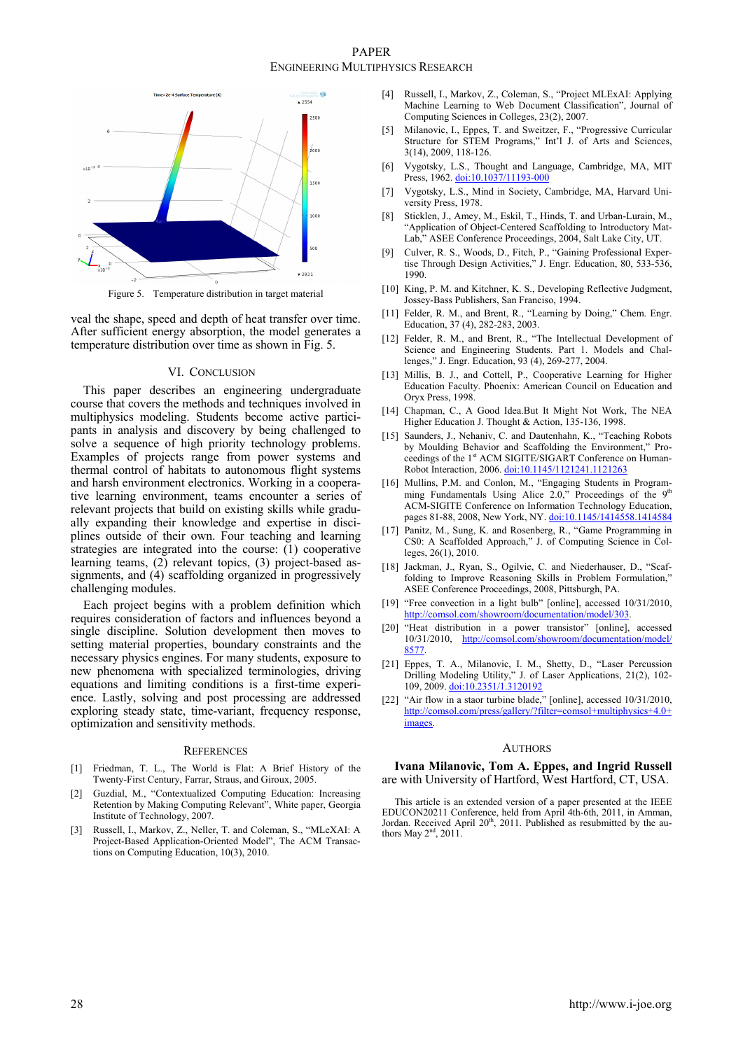Time=2e-4 Surface Temperature (K)

▲ 2554

2500

2000

1500

1000

500

▼ 293.1

6

$\times10^{-3}$ 4

2

0

2

0

-2

$\times10^{-3}$

0

Figure 5. Temperature distribution in target material

veal the shape, speed and depth of heat transfer over time. After sufficient energy absorption, the model generates a temperature distribution over time as shown in Fig. 5.

## VI. CONCLUSION

This paper describes an engineering undergraduate course that covers the methods and techniques involved in multiphysics modeling. Students become active participants in analysis and discovery by being challenged to solve a sequence of high priority technology problems. Examples of projects range from power systems and thermal control of habitats to autonomous flight systems and harsh environment electronics. Working in a cooperative learning environment, teams encounter a series of relevant projects that build on existing skills while gradually expanding their knowledge and expertise in disciplines outside of their own. Four teaching and learning strategies are integrated into the course: (1) cooperative learning teams, (2) relevant topics, (3) project-based assignments, and (4) scaffolding organized in progressively challenging modules.

Each project begins with a problem definition which requires consideration of factors and influences beyond a single discipline. Solution development then moves to setting material properties, boundary constraints and the necessary physics engines. For many students, exposure to new phenomena with specialized terminologies, driving equations and limiting conditions is a first-time experience. Lastly, solving and post processing are addressed exploring steady state, time-variant, frequency response, optimization and sensitivity methods.

## REFERENCES

[1] Friedman, T. L., The World is Flat: A Brief History of the Twenty-First Century, Farrar, Straus, and Giroux, 2005.

[2] Guzdial, M., "Contextualized Computing Education: Increasing Retention by Making Computing Relevant", White paper, Georgia Institute of Technology, 2007.

[3] Russell, I., Markov, Z., Neller, T. and Coleman, S., "MLeXAI: A Project-Based Application-Oriented Model", The ACM Transactions on Computing Education, 10(3), 2010.

[4] Russell, I., Markov, Z., Coleman, S., "Project MLExAI: Applying Machine Learning to Web Document Classification", Journal of Computing Sciences in Colleges, 23(2), 2007.

[5] Milanovic, I., Eppes, T. and Sweitzer, F., "Progressive Curricular Structure for STEM Programs," Int'l J. of Arts and Sciences, 3(14), 2009, 118-126.

[6] Vygotsky, L.S., Thought and Language, Cambridge, MA, MIT Press, 1962. doi:10.1037/11193-000

[7] Vygotsky, L.S., Mind in Society, Cambridge, MA, Harvard University Press, 1978.

[8] Sticklen, J., Amey, M., Eskil, T., Hinds, T. and Urban-Lurain, M., "Application of Object-Centered Scaffolding to Introductory MatLab," ASEE Conference Proceedings, 2004, Salt Lake City, UT.

[9] Culver, R. S., Woods, D., Fitch, P., "Gaining Professional Expertise Through Design Activities," J. Engr. Education, 80, 533-536, 1990.

[10] King, P. M. and Kitchner, K. S., Developing Reflective Judgment, Jossey-Bass Publishers, San Franciso, 1994.

[11] Felder, R. M., and Brent, R., "Learning by Doing," Chem. Engr. Education, 37 (4), 282-283, 2003.

[12] Felder, R. M., and Brent, R., "The Intellectual Development of Science and Engineering Students. Part 1. Models and Challenges," J. Engr. Education, 93 (4), 269-277, 2004.

[13] Millis, B. J., and Cottell, P., Cooperative Learning for Higher Education Faculty. Phoenix: American Council on Education and Oryx Press, 1998.

[14] Chapman, C., A Good Idea.But It Might Not Work, The NEA Higher Education J. Thought & Action, 135-136, 1998.

[15] Saunders, J., Nehaniv, C. and Dautenhahn, K., "Teaching Robots by Moulding Behavior and Scaffolding the Environment," Proceedings of the 1st ACM SIGITE/SIGART Conference on Human-Robot Interaction, 2006. doi:10.1145/1121241.1121263

[16] Mullins, P.M. and Conlon, M., "Engaging Students in Programming Fundamentals Using Alice 2.0," Proceedings of the 9th ACM-SIGITE Conference on Information Technology Education, pages 81-88, 2008, New York, NY. doi:10.1145/1414558.1414584

[17] Panitz, M., Sung, K. and Rosenberg, R., "Game Programming in CS0: A Scaffolded Approach," J. of Computing Science in Colleges, 26(1), 2010.

[18] Jackman, J., Ryan, S., Ogilvie, C. and Niederhauser, D., "Scaffolding to Improve Reasoning Skills in Problem Formulation," ASEE Conference Proceedings, 2008, Pittsburgh, PA.

[19] "Free convection in a light bulb" [online], accessed 10/31/2010, http://comsol.com/showroom/documentation/model/303.

[20] "Heat distribution in a power transistor" [online], accessed 10/31/2010, http://comsol.com/showroom/documentation/model/8577.

[21] Eppes, T. A., Milanovic, I. M., Shetty, D., "Laser Percussion Drilling Modeling Utility," J. of Laser Applications, 21(2), 102-109, 2009. doi:10.2351/1.3120192

[22] "Air flow in a staor turbine blade," [online], accessed 10/31/2010, http://comsol.com/press/gallery/?filter=comsol+multiphysics+4.0+images.

## AUTHORS

**Ivana Milanovic, Tom A. Eppes, and Ingrid Russell** are with University of Hartford, West Hartford, CT, USA.

This article is an extended version of a paper presented at the IEEE EDUCON20211 Conference, held from April 4th-6th, 2011, in Amman, Jordan. Received April 20th, 2011. Published as resubmitted by the authors May 2nd, 2011.